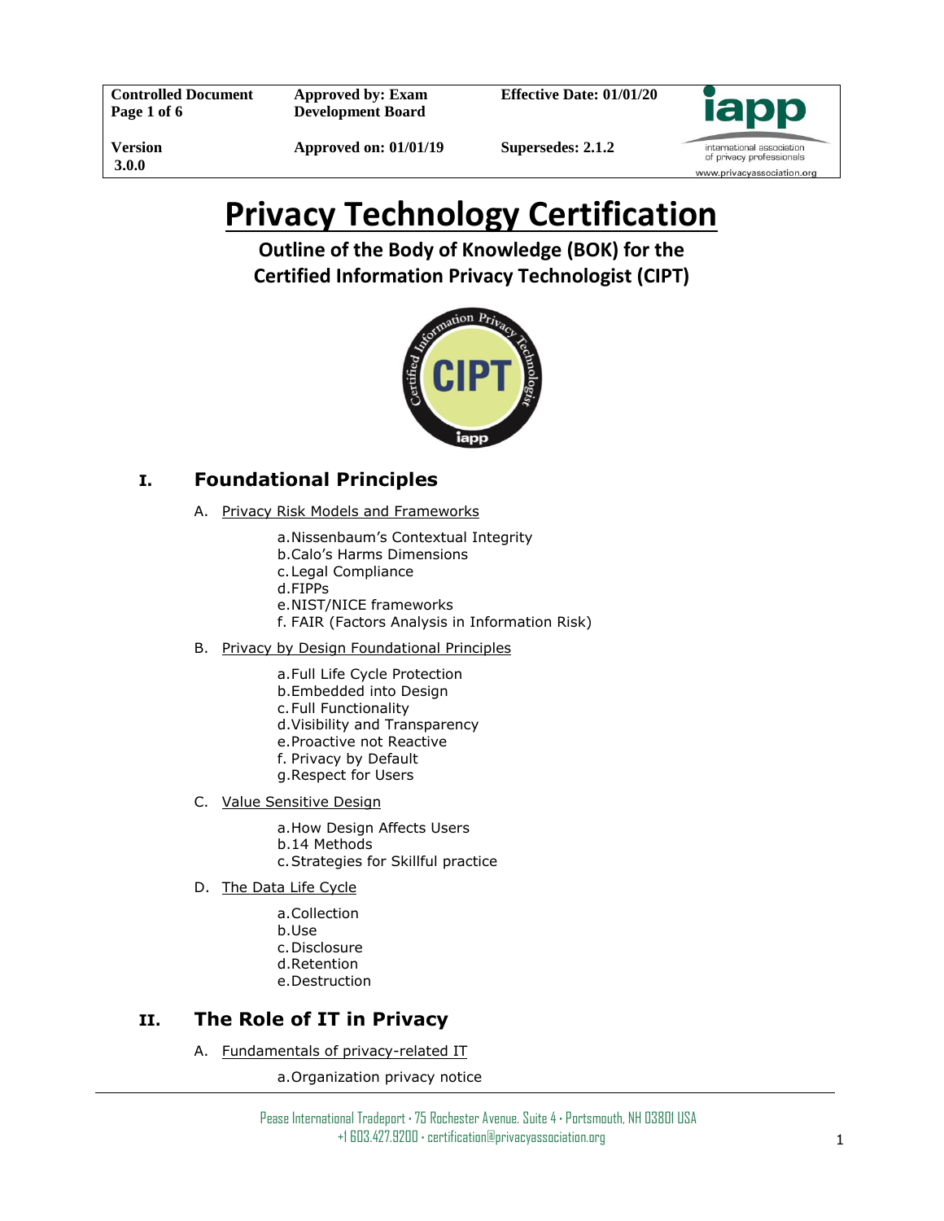| Controlled Document Page 1 of 6 | Approved by: Exam Development Board | Effective Date: 01/01/20 |
|---|---|---|
| Version 3.0.0 | Approved on: 01/01/19 | Supersedes: 2.1.2 |

# Privacy Technology Certification

## Outline of the Body of Knowledge (BOK) for the Certified Information Privacy Technologist (CIPT)

## I. Foundational Principles

A. Privacy Risk Models and Frameworks

a. Nissenbaum's Contextual Integrity
b. Calo's Harms Dimensions
c. Legal Compliance
d. FIPPs
e. NIST/NICE frameworks
f. FAIR (Factors Analysis in Information Risk)

B. Privacy by Design Foundational Principles

a. Full Life Cycle Protection
b. Embedded into Design
c. Full Functionality
d. Visibility and Transparency
e. Proactive not Reactive
f. Privacy by Default
g. Respect for Users

C. Value Sensitive Design

a. How Design Affects Users
b. 14 Methods
c. Strategies for Skillful practice

D. The Data Life Cycle

a. Collection
b. Use
c. Disclosure
d. Retention
e. Destruction

## II. The Role of IT in Privacy

A. Fundamentals of privacy-related IT

a. Organization privacy notice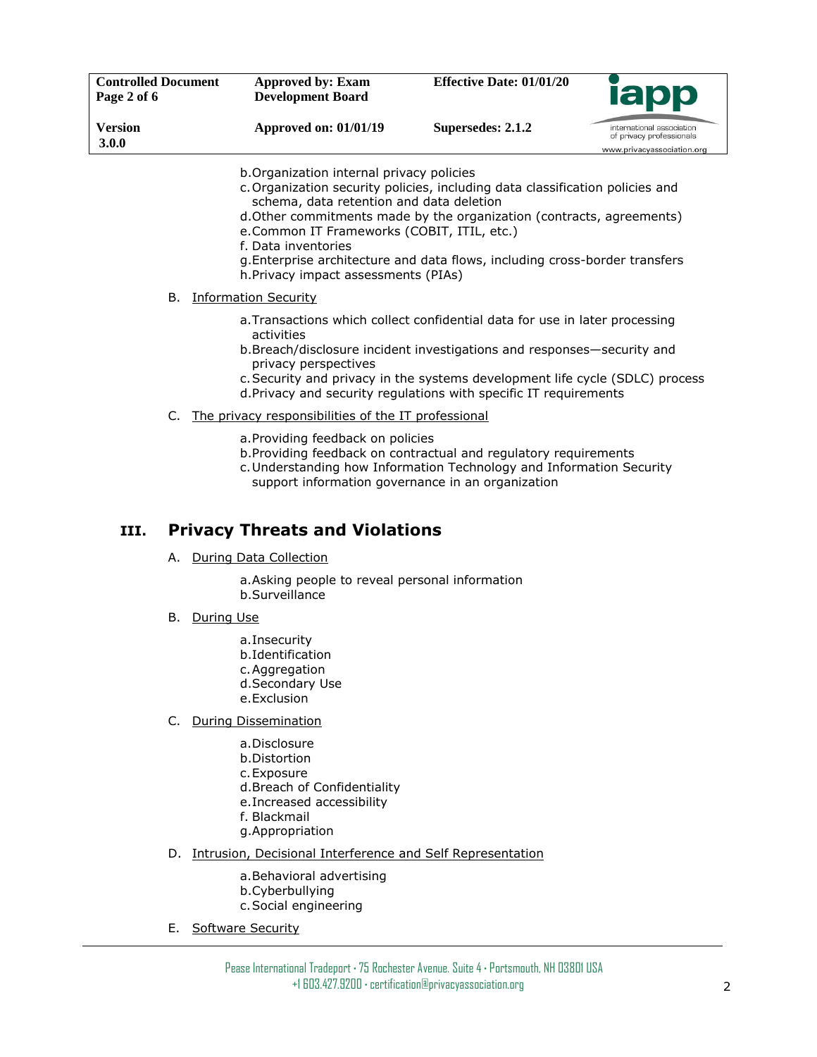b. Organization internal privacy policies
c. Organization security policies, including data classification policies and schema, data retention and data deletion
d. Other commitments made by the organization (contracts, agreements)
e. Common IT Frameworks (COBIT, ITIL, etc.)
f. Data inventories
g. Enterprise architecture and data flows, including cross-border transfers
h. Privacy impact assessments (PIAs)

B. Information Security

a. Transactions which collect confidential data for use in later processing activities
b. Breach/disclosure incident investigations and responses—security and privacy perspectives
c. Security and privacy in the systems development life cycle (SDLC) process
d. Privacy and security regulations with specific IT requirements

C. The privacy responsibilities of the IT professional

a. Providing feedback on policies
b. Providing feedback on contractual and regulatory requirements
c. Understanding how Information Technology and Information Security support information governance in an organization

## III. Privacy Threats and Violations

A. During Data Collection

a. Asking people to reveal personal information
b. Surveillance

B. During Use

a. Insecurity
b. Identification
c. Aggregation
d. Secondary Use
e. Exclusion

C. During Dissemination

a. Disclosure
b. Distortion
c. Exposure
d. Breach of Confidentiality
e. Increased accessibility
f. Blackmail
g. Appropriation

D. Intrusion, Decisional Interference and Self Representation

a. Behavioral advertising
b. Cyberbullying
c. Social engineering

E. Software Security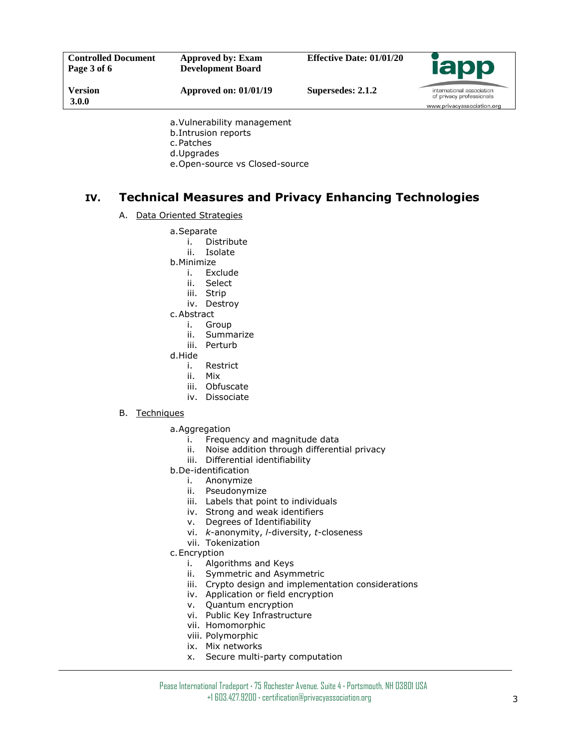a. Vulnerability management
b. Intrusion reports
c. Patches
d. Upgrades
e. Open-source vs Closed-source

## IV. Technical Measures and Privacy Enhancing Technologies

A. Data Oriented Strategies

a. Separate
   i. Distribute
   ii. Isolate
b. Minimize
   i. Exclude
   ii. Select
   iii. Strip
   iv. Destroy
c. Abstract
   i. Group
   ii. Summarize
   iii. Perturb
d. Hide
   i. Restrict
   ii. Mix
   iii. Obfuscate
   iv. Dissociate

B. Techniques

a. Aggregation
   i. Frequency and magnitude data
   ii. Noise addition through differential privacy
   iii. Differential identifiability
b. De-identification
   i. Anonymize
   ii. Pseudonymize
   iii. Labels that point to individuals
   iv. Strong and weak identifiers
   v. Degrees of Identifiability
   vi. *k*-anonymity, *l*-diversity, *t*-closeness
   vii. Tokenization
c. Encryption
   i. Algorithms and Keys
   ii. Symmetric and Asymmetric
   iii. Crypto design and implementation considerations
   iv. Application or field encryption
   v. Quantum encryption
   vi. Public Key Infrastructure
   vii. Homomorphic
   viii. Polymorphic
   ix. Mix networks
   x. Secure multi-party computation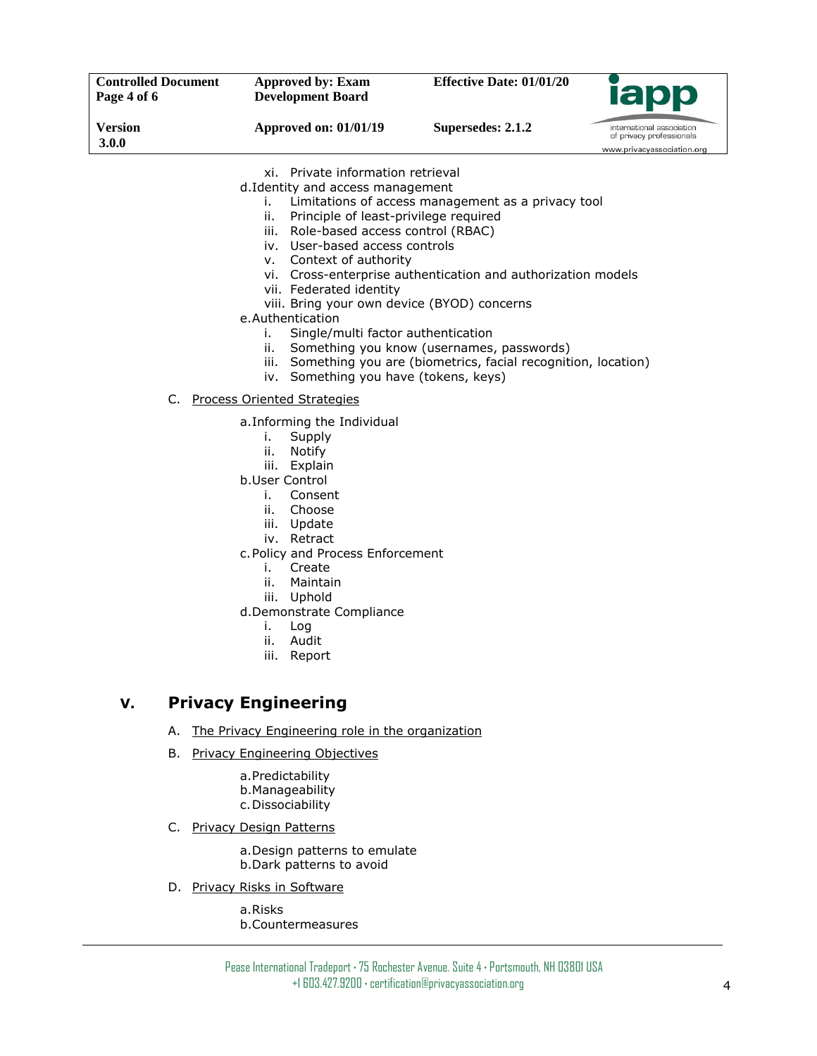xi. Private information retrieval

d. Identity and access management
   i. Limitations of access management as a privacy tool
   ii. Principle of least-privilege required
   iii. Role-based access control (RBAC)
   iv. User-based access controls
   v. Context of authority
   vi. Cross-enterprise authentication and authorization models
   vii. Federated identity
   viii. Bring your own device (BYOD) concerns

e. Authentication
   i. Single/multi factor authentication
   ii. Something you know (usernames, passwords)
   iii. Something you are (biometrics, facial recognition, location)
   iv. Something you have (tokens, keys)

C. Process Oriented Strategies

a. Informing the Individual
   i. Supply
   ii. Notify
   iii. Explain

b. User Control
   i. Consent
   ii. Choose
   iii. Update
   iv. Retract

c. Policy and Process Enforcement
   i. Create
   ii. Maintain
   iii. Uphold

d. Demonstrate Compliance
   i. Log
   ii. Audit
   iii. Report

## V. Privacy Engineering

A. The Privacy Engineering role in the organization

B. Privacy Engineering Objectives

a. Predictability
b. Manageability
c. Dissociability

C. Privacy Design Patterns

a. Design patterns to emulate
b. Dark patterns to avoid

D. Privacy Risks in Software

a. Risks
b. Countermeasures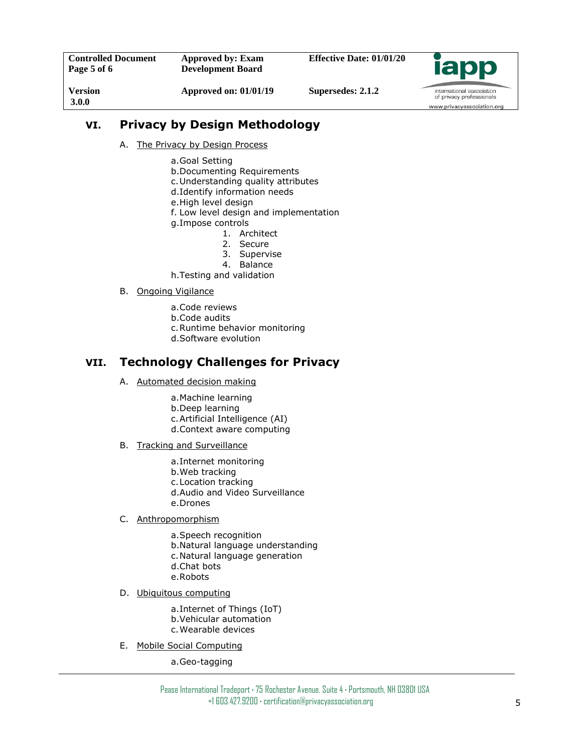## VI. Privacy by Design Methodology

A. The Privacy by Design Process

a. Goal Setting
b. Documenting Requirements
c. Understanding quality attributes
d. Identify information needs
e. High level design
f. Low level design and implementation
g. Impose controls
   1. Architect
   2. Secure
   3. Supervise
   4. Balance
h. Testing and validation

B. Ongoing Vigilance

a. Code reviews
b. Code audits
c. Runtime behavior monitoring
d. Software evolution

## VII. Technology Challenges for Privacy

A. Automated decision making

a. Machine learning
b. Deep learning
c. Artificial Intelligence (AI)
d. Context aware computing

B. Tracking and Surveillance

a. Internet monitoring
b. Web tracking
c. Location tracking
d. Audio and Video Surveillance
e. Drones

C. Anthropomorphism

a. Speech recognition
b. Natural language understanding
c. Natural language generation
d. Chat bots
e. Robots

D. Ubiquitous computing

a. Internet of Things (IoT)
b. Vehicular automation
c. Wearable devices

E. Mobile Social Computing

a. Geo-tagging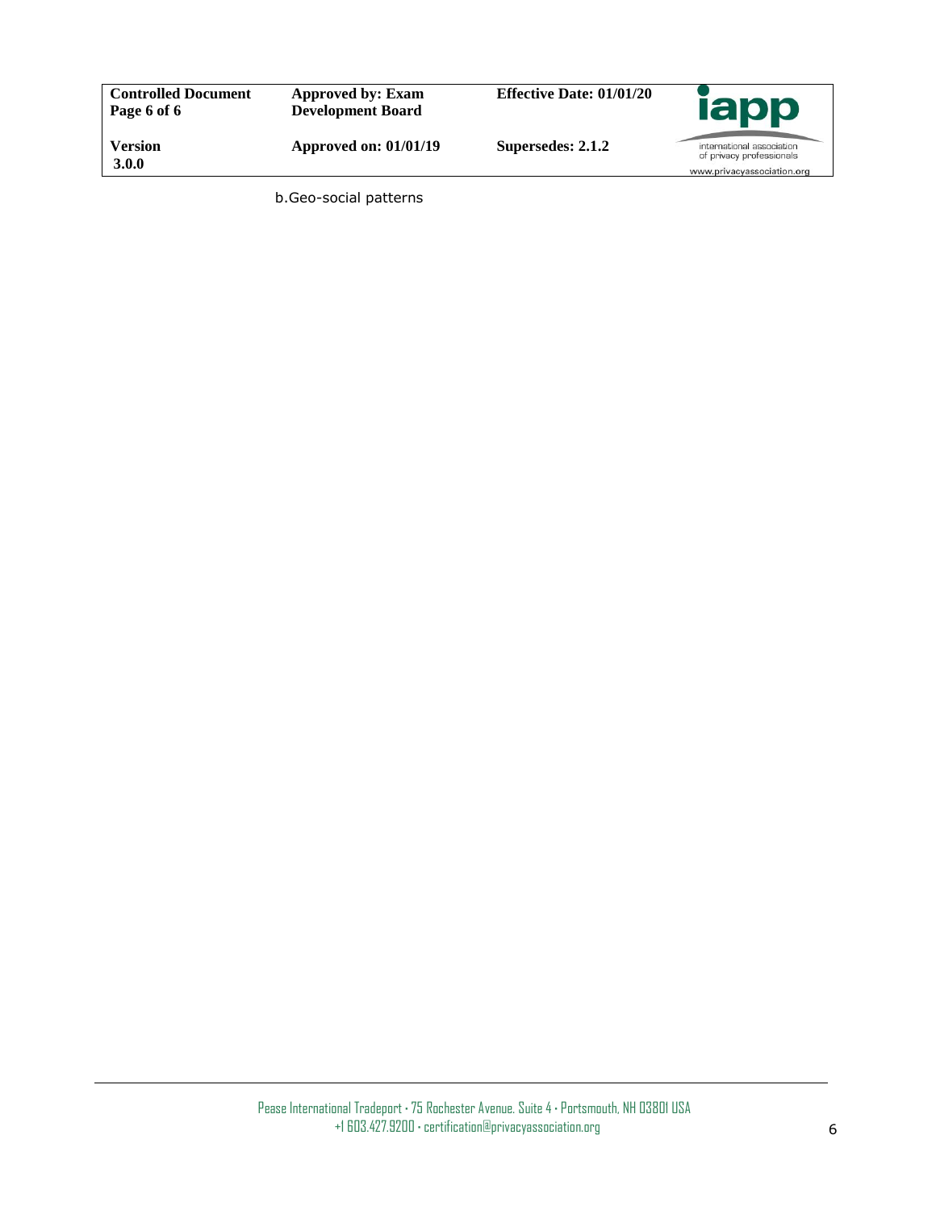b.Geo-social patterns